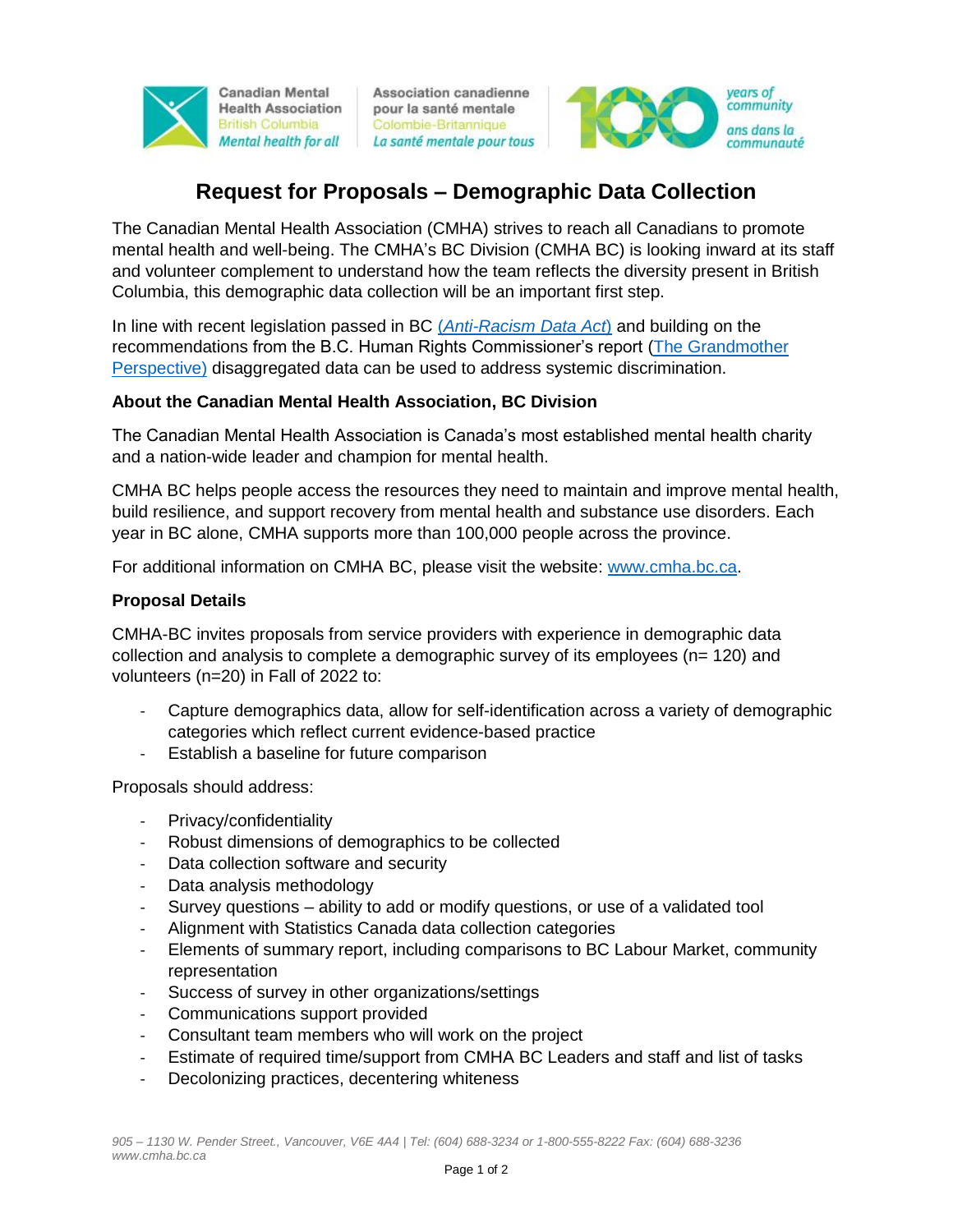Canadian Mental Health Association
British Columbia
*Mental health for all*

Association canadienne pour la santé mentale
Colombie-Britannique
*La santé mentale pour tous*

100 *years of community* / *ans dans la communauté*

# Request for Proposals – Demographic Data Collection

The Canadian Mental Health Association (CMHA) strives to reach all Canadians to promote mental health and well-being. The CMHA's BC Division (CMHA BC) is looking inward at its staff and volunteer complement to understand how the team reflects the diversity present in British Columbia, this demographic data collection will be an important first step.

In line with recent legislation passed in BC (*Anti-Racism Data Act*) and building on the recommendations from the B.C. Human Rights Commissioner's report (The Grandmother Perspective) disaggregated data can be used to address systemic discrimination.

**About the Canadian Mental Health Association, BC Division**

The Canadian Mental Health Association is Canada's most established mental health charity and a nation-wide leader and champion for mental health.

CMHA BC helps people access the resources they need to maintain and improve mental health, build resilience, and support recovery from mental health and substance use disorders. Each year in BC alone, CMHA supports more than 100,000 people across the province.

For additional information on CMHA BC, please visit the website: www.cmha.bc.ca.

**Proposal Details**

CMHA-BC invites proposals from service providers with experience in demographic data collection and analysis to complete a demographic survey of its employees (n= 120) and volunteers (n=20) in Fall of 2022 to:

- Capture demographics data, allow for self-identification across a variety of demographic categories which reflect current evidence-based practice
- Establish a baseline for future comparison

Proposals should address:

- Privacy/confidentiality
- Robust dimensions of demographics to be collected
- Data collection software and security
- Data analysis methodology
- Survey questions – ability to add or modify questions, or use of a validated tool
- Alignment with Statistics Canada data collection categories
- Elements of summary report, including comparisons to BC Labour Market, community representation
- Success of survey in other organizations/settings
- Communications support provided
- Consultant team members who will work on the project
- Estimate of required time/support from CMHA BC Leaders and staff and list of tasks
- Decolonizing practices, decentering whiteness

*905 – 1130 W. Pender Street., Vancouver, V6E 4A4 | Tel: (604) 688-3234 or 1-800-555-8222 Fax: (604) 688-3236 www.cmha.bc.ca*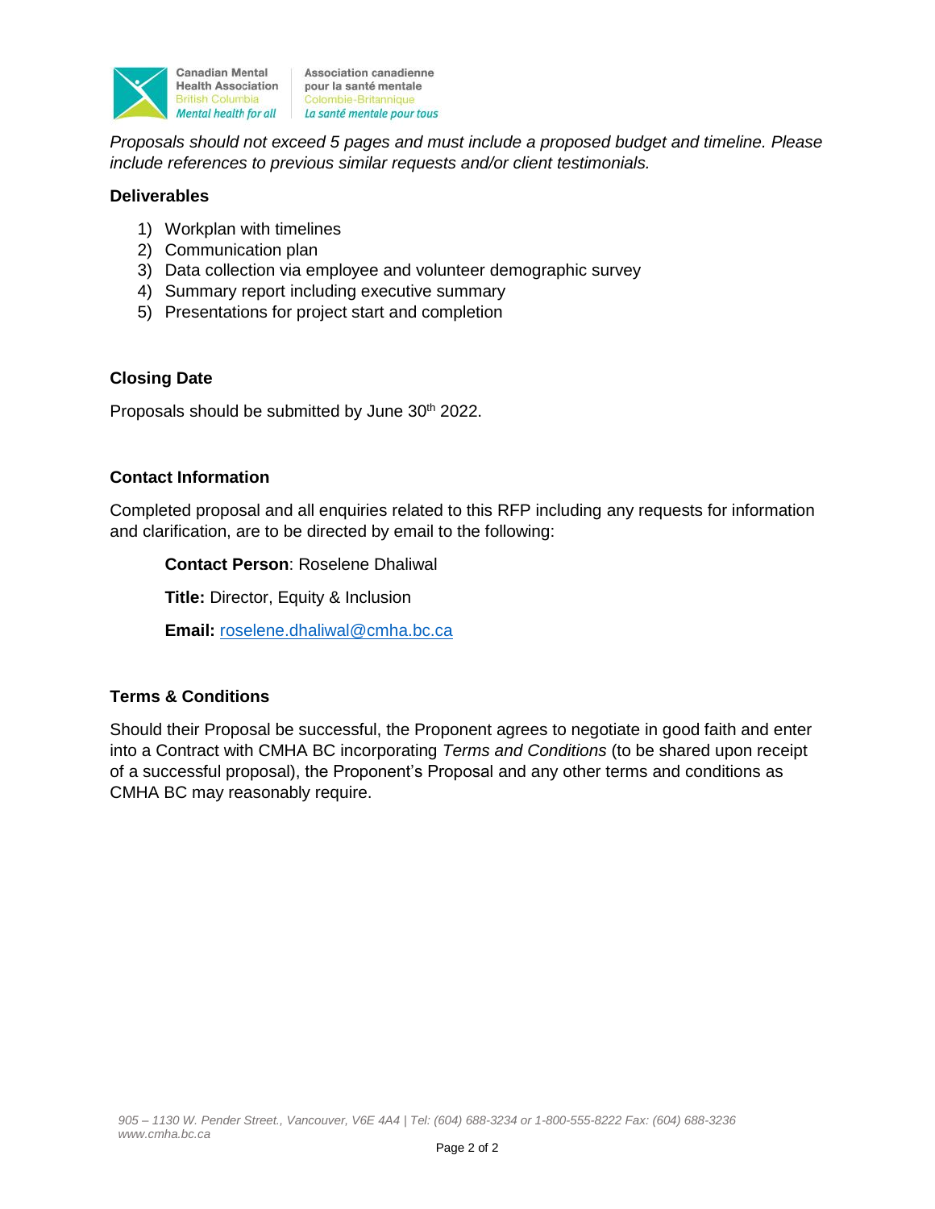*Proposals should not exceed 5 pages and must include a proposed budget and timeline. Please include references to previous similar requests and/or client testimonials.*

**Deliverables**

1) Workplan with timelines
2) Communication plan
3) Data collection via employee and volunteer demographic survey
4) Summary report including executive summary
5) Presentations for project start and completion

**Closing Date**

Proposals should be submitted by June 30th 2022.

**Contact Information**

Completed proposal and all enquiries related to this RFP including any requests for information and clarification, are to be directed by email to the following:

**Contact Person**: Roselene Dhaliwal

**Title:** Director, Equity & Inclusion

**Email:** roselene.dhaliwal@cmha.bc.ca

**Terms & Conditions**

Should their Proposal be successful, the Proponent agrees to negotiate in good faith and enter into a Contract with CMHA BC incorporating *Terms and Conditions* (to be shared upon receipt of a successful proposal), the Proponent's Proposal and any other terms and conditions as CMHA BC may reasonably require.